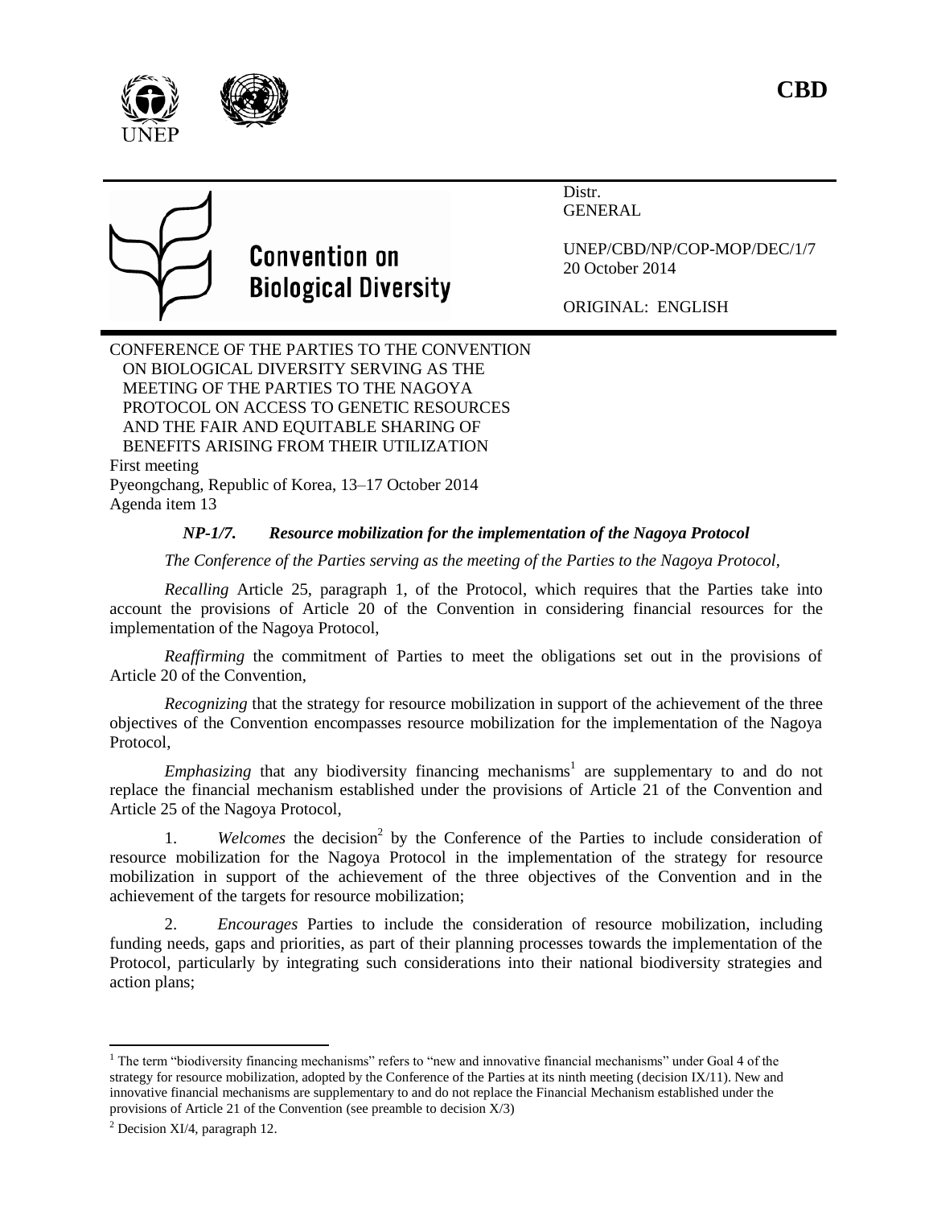CBD

Distr.
GENERAL

UNEP/CBD/NP/COP-MOP/DEC/1/7
20 October 2014

ORIGINAL: ENGLISH

**Convention on Biological Diversity**

CONFERENCE OF THE PARTIES TO THE CONVENTION ON BIOLOGICAL DIVERSITY SERVING AS THE MEETING OF THE PARTIES TO THE NAGOYA PROTOCOL ON ACCESS TO GENETIC RESOURCES AND THE FAIR AND EQUITABLE SHARING OF BENEFITS ARISING FROM THEIR UTILIZATION
First meeting
Pyeongchang, Republic of Korea, 13–17 October 2014
Agenda item 13

### *NP-1/7. Resource mobilization for the implementation of the Nagoya Protocol*

*The Conference of the Parties serving as the meeting of the Parties to the Nagoya Protocol*,

*Recalling* Article 25, paragraph 1, of the Protocol, which requires that the Parties take into account the provisions of Article 20 of the Convention in considering financial resources for the implementation of the Nagoya Protocol,

*Reaffirming* the commitment of Parties to meet the obligations set out in the provisions of Article 20 of the Convention,

*Recognizing* that the strategy for resource mobilization in support of the achievement of the three objectives of the Convention encompasses resource mobilization for the implementation of the Nagoya Protocol,

*Emphasizing* that any biodiversity financing mechanisms[1] are supplementary to and do not replace the financial mechanism established under the provisions of Article 21 of the Convention and Article 25 of the Nagoya Protocol,

1. *Welcomes* the decision[2] by the Conference of the Parties to include consideration of resource mobilization for the Nagoya Protocol in the implementation of the strategy for resource mobilization in support of the achievement of the three objectives of the Convention and in the achievement of the targets for resource mobilization;

2. *Encourages* Parties to include the consideration of resource mobilization, including funding needs, gaps and priorities, as part of their planning processes towards the implementation of the Protocol, particularly by integrating such considerations into their national biodiversity strategies and action plans;

---

[1] The term "biodiversity financing mechanisms" refers to "new and innovative financial mechanisms" under Goal 4 of the strategy for resource mobilization, adopted by the Conference of the Parties at its ninth meeting (decision IX/11). New and innovative financial mechanisms are supplementary to and do not replace the Financial Mechanism established under the provisions of Article 21 of the Convention (see preamble to decision X/3)

[2] Decision XI/4, paragraph 12.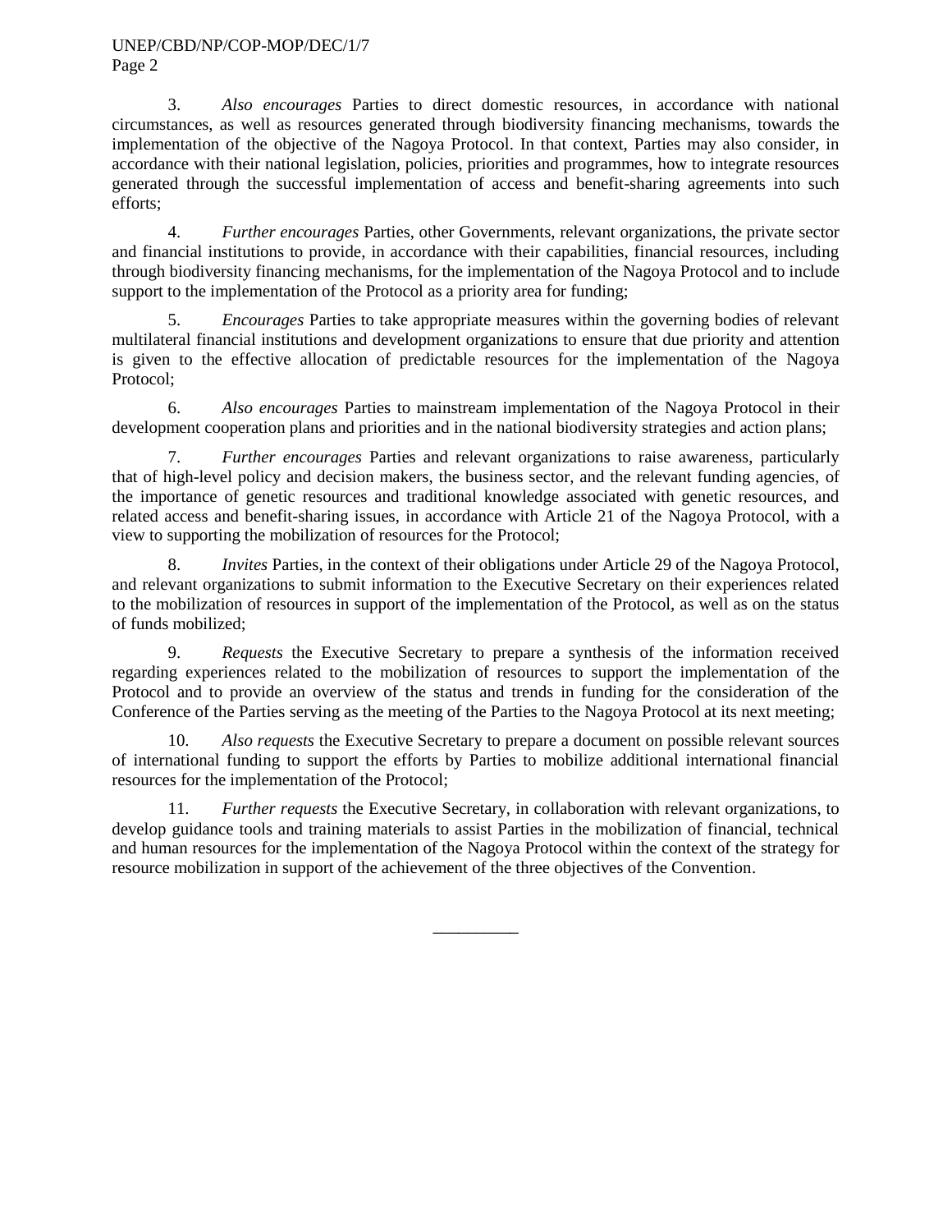3. *Also encourages* Parties to direct domestic resources, in accordance with national circumstances, as well as resources generated through biodiversity financing mechanisms, towards the implementation of the objective of the Nagoya Protocol. In that context, Parties may also consider, in accordance with their national legislation, policies, priorities and programmes, how to integrate resources generated through the successful implementation of access and benefit-sharing agreements into such efforts;

4. *Further encourages* Parties, other Governments, relevant organizations, the private sector and financial institutions to provide, in accordance with their capabilities, financial resources, including through biodiversity financing mechanisms, for the implementation of the Nagoya Protocol and to include support to the implementation of the Protocol as a priority area for funding;

5. *Encourages* Parties to take appropriate measures within the governing bodies of relevant multilateral financial institutions and development organizations to ensure that due priority and attention is given to the effective allocation of predictable resources for the implementation of the Nagoya Protocol;

6. *Also encourages* Parties to mainstream implementation of the Nagoya Protocol in their development cooperation plans and priorities and in the national biodiversity strategies and action plans;

7. *Further encourages* Parties and relevant organizations to raise awareness, particularly that of high-level policy and decision makers, the business sector, and the relevant funding agencies, of the importance of genetic resources and traditional knowledge associated with genetic resources, and related access and benefit-sharing issues, in accordance with Article 21 of the Nagoya Protocol, with a view to supporting the mobilization of resources for the Protocol;

8. *Invites* Parties, in the context of their obligations under Article 29 of the Nagoya Protocol, and relevant organizations to submit information to the Executive Secretary on their experiences related to the mobilization of resources in support of the implementation of the Protocol, as well as on the status of funds mobilized;

9. *Requests* the Executive Secretary to prepare a synthesis of the information received regarding experiences related to the mobilization of resources to support the implementation of the Protocol and to provide an overview of the status and trends in funding for the consideration of the Conference of the Parties serving as the meeting of the Parties to the Nagoya Protocol at its next meeting;

10. *Also requests* the Executive Secretary to prepare a document on possible relevant sources of international funding to support the efforts by Parties to mobilize additional international financial resources for the implementation of the Protocol;

11. *Further requests* the Executive Secretary, in collaboration with relevant organizations, to develop guidance tools and training materials to assist Parties in the mobilization of financial, technical and human resources for the implementation of the Nagoya Protocol within the context of the strategy for resource mobilization in support of the achievement of the three objectives of the Convention.

__________